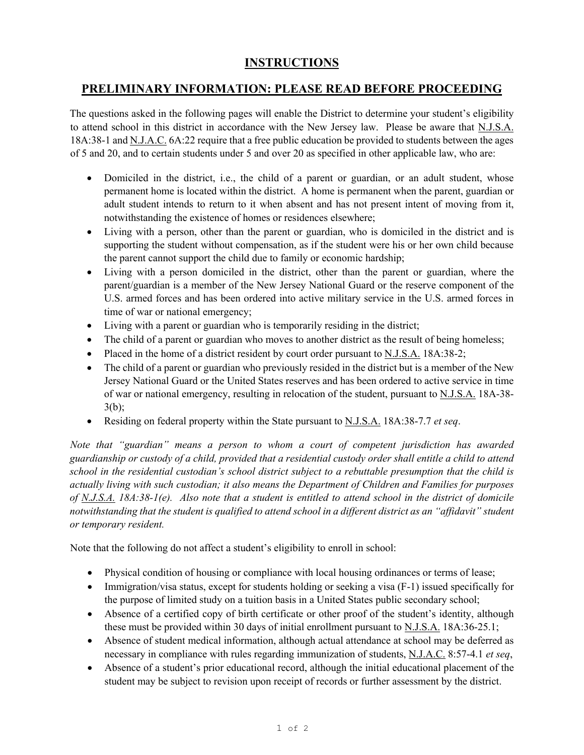# INSTRUCTIONS

## PRELIMINARY INFORMATION: PLEASE READ BEFORE PROCEEDING

The questions asked in the following pages will enable the District to determine your student's eligibility to attend school in this district in accordance with the New Jersey law. Please be aware that N.J.S.A. 18A:38-1 and N.J.A.C. 6A:22 require that a free public education be provided to students between the ages of 5 and 20, and to certain students under 5 and over 20 as specified in other applicable law, who are:

- Domiciled in the district, i.e., the child of a parent or guardian, or an adult student, whose permanent home is located within the district. A home is permanent when the parent, guardian or adult student intends to return to it when absent and has not present intent of moving from it, notwithstanding the existence of homes or residences elsewhere;
- Living with a person, other than the parent or guardian, who is domiciled in the district and is supporting the student without compensation, as if the student were his or her own child because the parent cannot support the child due to family or economic hardship;
- Living with a person domiciled in the district, other than the parent or guardian, where the parent/guardian is a member of the New Jersey National Guard or the reserve component of the U.S. armed forces and has been ordered into active military service in the U.S. armed forces in time of war or national emergency;
- Living with a parent or guardian who is temporarily residing in the district;
- The child of a parent or guardian who moves to another district as the result of being homeless;
- Placed in the home of a district resident by court order pursuant to N.J.S.A. 18A:38-2;
- The child of a parent or guardian who previously resided in the district but is a member of the New Jersey National Guard or the United States reserves and has been ordered to active service in time of war or national emergency, resulting in relocation of the student, pursuant to N.J.S.A. 18A-38-3(b);
- Residing on federal property within the State pursuant to N.J.S.A. 18A:38-7.7 *et seq*.

*Note that "guardian" means a person to whom a court of competent jurisdiction has awarded guardianship or custody of a child, provided that a residential custody order shall entitle a child to attend school in the residential custodian's school district subject to a rebuttable presumption that the child is actually living with such custodian; it also means the Department of Children and Families for purposes of N.J.S.A. 18A:38-1(e). Also note that a student is entitled to attend school in the district of domicile notwithstanding that the student is qualified to attend school in a different district as an "affidavit" student or temporary resident.*

Note that the following do not affect a student's eligibility to enroll in school:

- Physical condition of housing or compliance with local housing ordinances or terms of lease;
- Immigration/visa status, except for students holding or seeking a visa (F-1) issued specifically for the purpose of limited study on a tuition basis in a United States public secondary school;
- Absence of a certified copy of birth certificate or other proof of the student's identity, although these must be provided within 30 days of initial enrollment pursuant to N.J.S.A. 18A:36-25.1;
- Absence of student medical information, although actual attendance at school may be deferred as necessary in compliance with rules regarding immunization of students, N.J.A.C. 8:57-4.1 *et seq*,
- Absence of a student's prior educational record, although the initial educational placement of the student may be subject to revision upon receipt of records or further assessment by the district.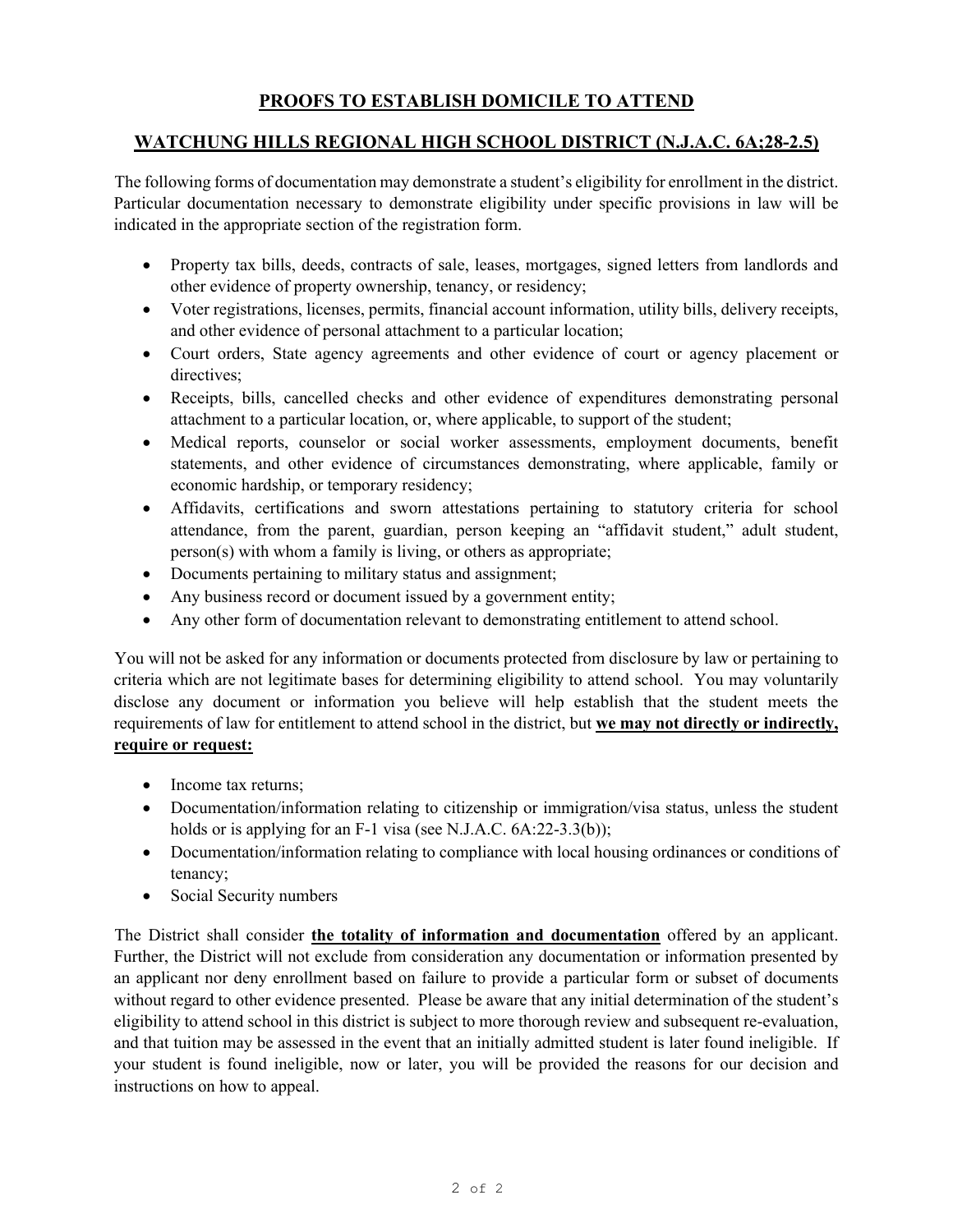## PROOFS TO ESTABLISH DOMICILE TO ATTEND

## WATCHUNG HILLS REGIONAL HIGH SCHOOL DISTRICT (N.J.A.C. 6A;28-2.5)

The following forms of documentation may demonstrate a student's eligibility for enrollment in the district. Particular documentation necessary to demonstrate eligibility under specific provisions in law will be indicated in the appropriate section of the registration form.

- Property tax bills, deeds, contracts of sale, leases, mortgages, signed letters from landlords and other evidence of property ownership, tenancy, or residency;
- Voter registrations, licenses, permits, financial account information, utility bills, delivery receipts, and other evidence of personal attachment to a particular location;
- Court orders, State agency agreements and other evidence of court or agency placement or directives;
- Receipts, bills, cancelled checks and other evidence of expenditures demonstrating personal attachment to a particular location, or, where applicable, to support of the student;
- Medical reports, counselor or social worker assessments, employment documents, benefit statements, and other evidence of circumstances demonstrating, where applicable, family or economic hardship, or temporary residency;
- Affidavits, certifications and sworn attestations pertaining to statutory criteria for school attendance, from the parent, guardian, person keeping an "affidavit student," adult student, person(s) with whom a family is living, or others as appropriate;
- Documents pertaining to military status and assignment;
- Any business record or document issued by a government entity;
- Any other form of documentation relevant to demonstrating entitlement to attend school.

You will not be asked for any information or documents protected from disclosure by law or pertaining to criteria which are not legitimate bases for determining eligibility to attend school. You may voluntarily disclose any document or information you believe will help establish that the student meets the requirements of law for entitlement to attend school in the district, but **we may not directly or indirectly, require or request:**

- Income tax returns;
- Documentation/information relating to citizenship or immigration/visa status, unless the student holds or is applying for an F-1 visa (see N.J.A.C. 6A:22-3.3(b));
- Documentation/information relating to compliance with local housing ordinances or conditions of tenancy;
- Social Security numbers

The District shall consider **the totality of information and documentation** offered by an applicant. Further, the District will not exclude from consideration any documentation or information presented by an applicant nor deny enrollment based on failure to provide a particular form or subset of documents without regard to other evidence presented. Please be aware that any initial determination of the student's eligibility to attend school in this district is subject to more thorough review and subsequent re-evaluation, and that tuition may be assessed in the event that an initially admitted student is later found ineligible. If your student is found ineligible, now or later, you will be provided the reasons for our decision and instructions on how to appeal.